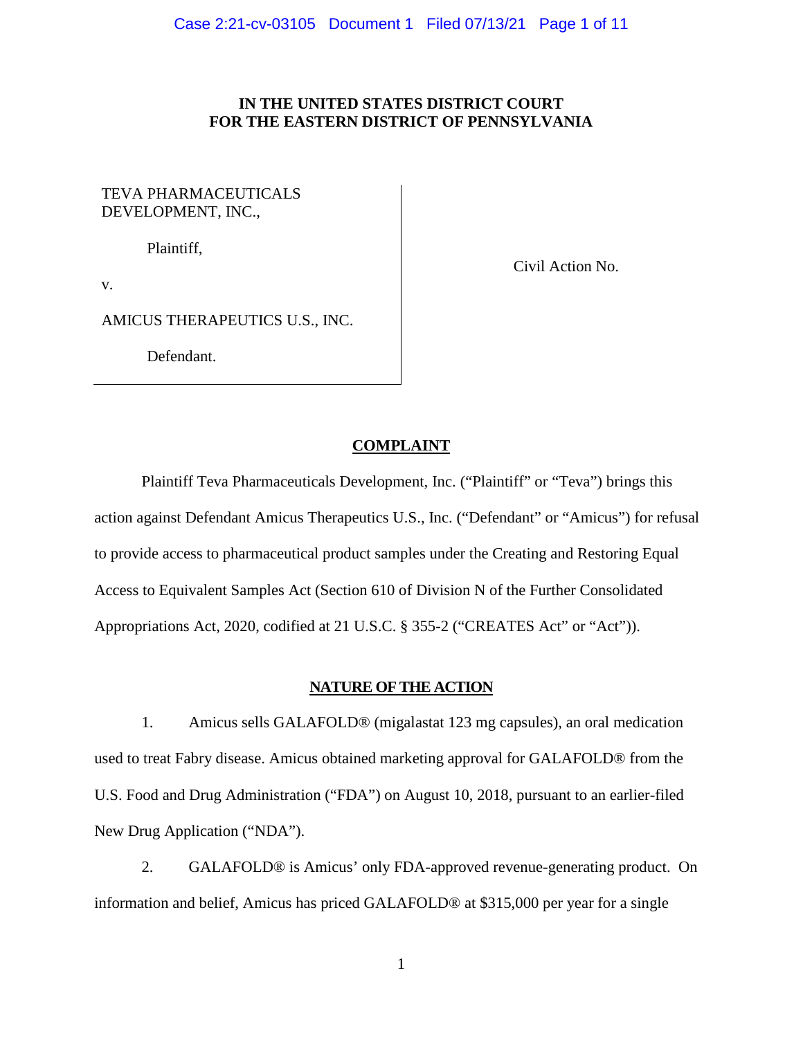# IN THE UNITED STATES DISTRICT COURT
# FOR THE EASTERN DISTRICT OF PENNSYLVANIA

| | |
|---|---|
| TEVA PHARMACEUTICALS DEVELOPMENT, INC.,<br><br>Plaintiff,<br><br>v.<br><br>AMICUS THERAPEUTICS U.S., INC.<br><br>Defendant. | Civil Action No. |

## COMPLAINT

Plaintiff Teva Pharmaceuticals Development, Inc. ("Plaintiff" or "Teva") brings this action against Defendant Amicus Therapeutics U.S., Inc. ("Defendant" or "Amicus") for refusal to provide access to pharmaceutical product samples under the Creating and Restoring Equal Access to Equivalent Samples Act (Section 610 of Division N of the Further Consolidated Appropriations Act, 2020, codified at 21 U.S.C. § 355-2 ("CREATES Act" or "Act")).

## NATURE OF THE ACTION

1. Amicus sells GALAFOLD® (migalastat 123 mg capsules), an oral medication used to treat Fabry disease. Amicus obtained marketing approval for GALAFOLD® from the U.S. Food and Drug Administration ("FDA") on August 10, 2018, pursuant to an earlier-filed New Drug Application ("NDA").

2. GALAFOLD® is Amicus' only FDA-approved revenue-generating product. On information and belief, Amicus has priced GALAFOLD® at $315,000 per year for a single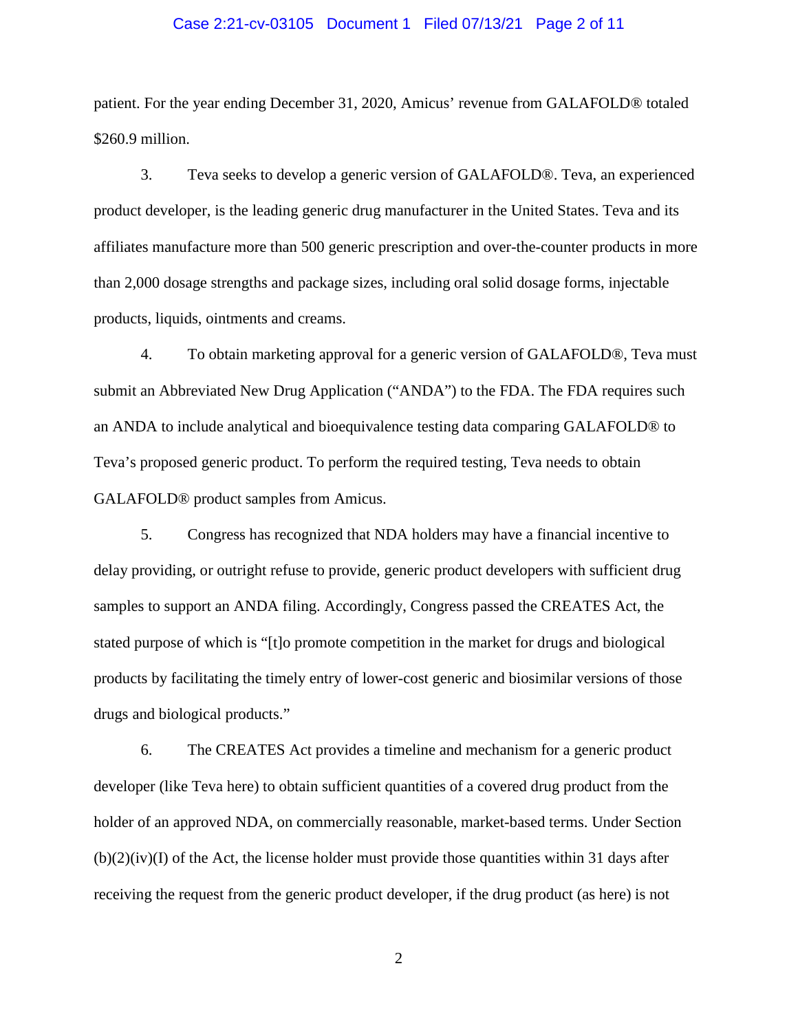patient. For the year ending December 31, 2020, Amicus' revenue from GALAFOLD® totaled $260.9 million.

3. Teva seeks to develop a generic version of GALAFOLD®. Teva, an experienced product developer, is the leading generic drug manufacturer in the United States. Teva and its affiliates manufacture more than 500 generic prescription and over-the-counter products in more than 2,000 dosage strengths and package sizes, including oral solid dosage forms, injectable products, liquids, ointments and creams.

4. To obtain marketing approval for a generic version of GALAFOLD®, Teva must submit an Abbreviated New Drug Application ("ANDA") to the FDA. The FDA requires such an ANDA to include analytical and bioequivalence testing data comparing GALAFOLD® to Teva's proposed generic product. To perform the required testing, Teva needs to obtain GALAFOLD® product samples from Amicus.

5. Congress has recognized that NDA holders may have a financial incentive to delay providing, or outright refuse to provide, generic product developers with sufficient drug samples to support an ANDA filing. Accordingly, Congress passed the CREATES Act, the stated purpose of which is "[t]o promote competition in the market for drugs and biological products by facilitating the timely entry of lower-cost generic and biosimilar versions of those drugs and biological products."

6. The CREATES Act provides a timeline and mechanism for a generic product developer (like Teva here) to obtain sufficient quantities of a covered drug product from the holder of an approved NDA, on commercially reasonable, market-based terms. Under Section (b)(2)(iv)(I) of the Act, the license holder must provide those quantities within 31 days after receiving the request from the generic product developer, if the drug product (as here) is not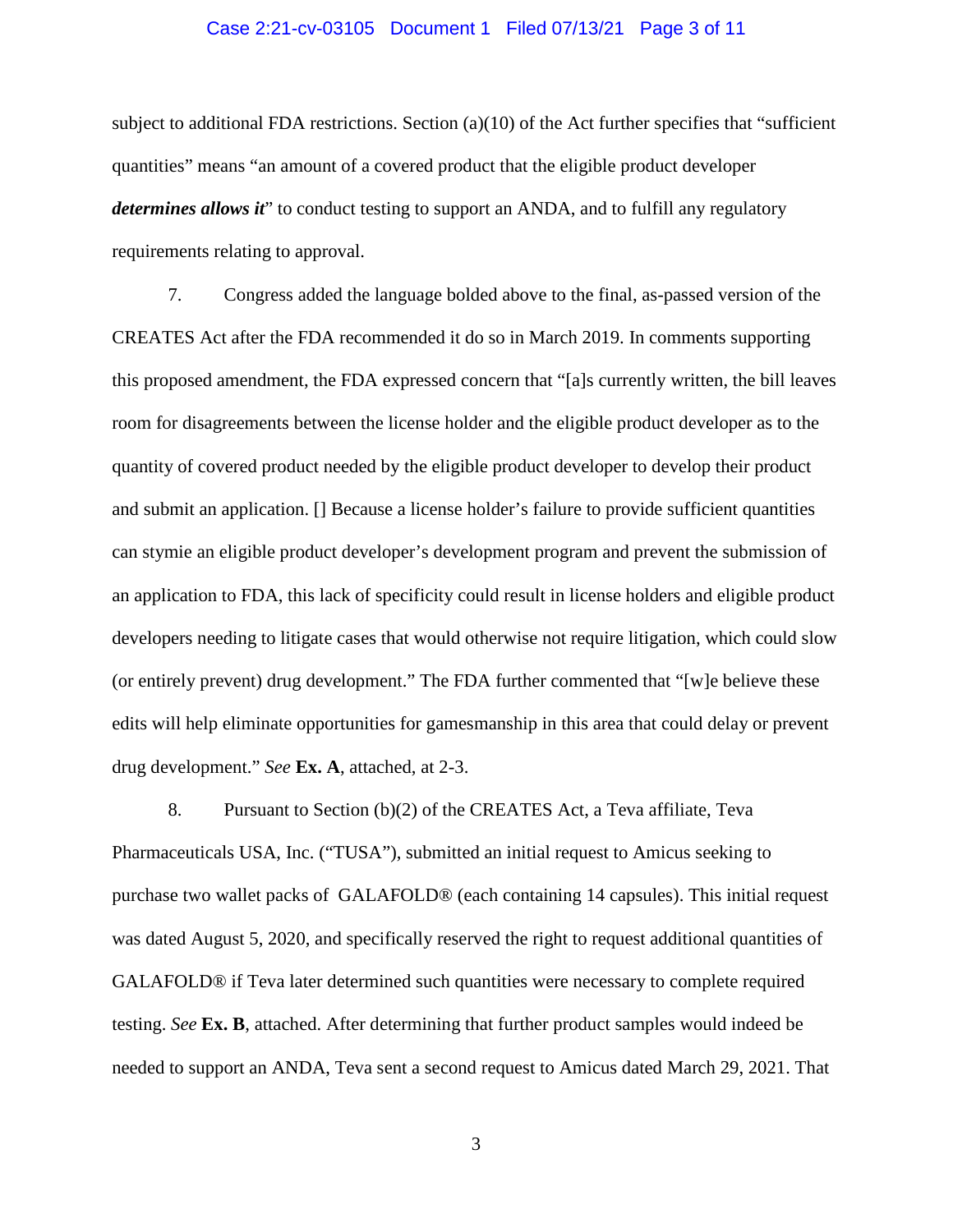subject to additional FDA restrictions. Section (a)(10) of the Act further specifies that "sufficient quantities" means "an amount of a covered product that the eligible product developer ***determines allows it***" to conduct testing to support an ANDA, and to fulfill any regulatory requirements relating to approval.

7. Congress added the language bolded above to the final, as-passed version of the CREATES Act after the FDA recommended it do so in March 2019. In comments supporting this proposed amendment, the FDA expressed concern that "[a]s currently written, the bill leaves room for disagreements between the license holder and the eligible product developer as to the quantity of covered product needed by the eligible product developer to develop their product and submit an application. [] Because a license holder's failure to provide sufficient quantities can stymie an eligible product developer's development program and prevent the submission of an application to FDA, this lack of specificity could result in license holders and eligible product developers needing to litigate cases that would otherwise not require litigation, which could slow (or entirely prevent) drug development." The FDA further commented that "[w]e believe these edits will help eliminate opportunities for gamesmanship in this area that could delay or prevent drug development." *See* **Ex. A**, attached, at 2-3.

8. Pursuant to Section (b)(2) of the CREATES Act, a Teva affiliate, Teva Pharmaceuticals USA, Inc. ("TUSA"), submitted an initial request to Amicus seeking to purchase two wallet packs of GALAFOLD® (each containing 14 capsules). This initial request was dated August 5, 2020, and specifically reserved the right to request additional quantities of GALAFOLD® if Teva later determined such quantities were necessary to complete required testing. *See* **Ex. B**, attached. After determining that further product samples would indeed be needed to support an ANDA, Teva sent a second request to Amicus dated March 29, 2021. That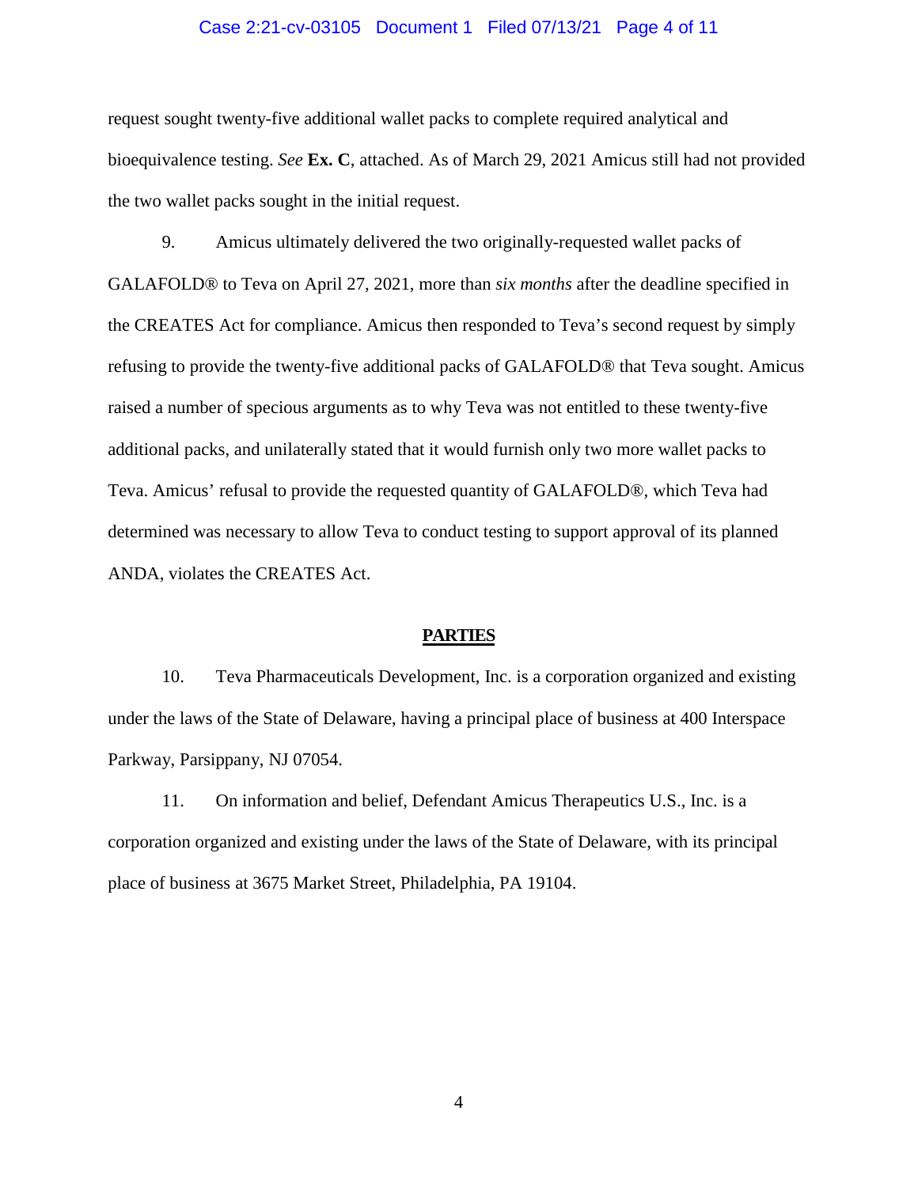request sought twenty-five additional wallet packs to complete required analytical and bioequivalence testing. *See* **Ex. C**, attached. As of March 29, 2021 Amicus still had not provided the two wallet packs sought in the initial request.

9. Amicus ultimately delivered the two originally-requested wallet packs of GALAFOLD® to Teva on April 27, 2021, more than *six months* after the deadline specified in the CREATES Act for compliance. Amicus then responded to Teva's second request by simply refusing to provide the twenty-five additional packs of GALAFOLD® that Teva sought. Amicus raised a number of specious arguments as to why Teva was not entitled to these twenty-five additional packs, and unilaterally stated that it would furnish only two more wallet packs to Teva. Amicus' refusal to provide the requested quantity of GALAFOLD®, which Teva had determined was necessary to allow Teva to conduct testing to support approval of its planned ANDA, violates the CREATES Act.

## PARTIES

10. Teva Pharmaceuticals Development, Inc. is a corporation organized and existing under the laws of the State of Delaware, having a principal place of business at 400 Interspace Parkway, Parsippany, NJ 07054.

11. On information and belief, Defendant Amicus Therapeutics U.S., Inc. is a corporation organized and existing under the laws of the State of Delaware, with its principal place of business at 3675 Market Street, Philadelphia, PA 19104.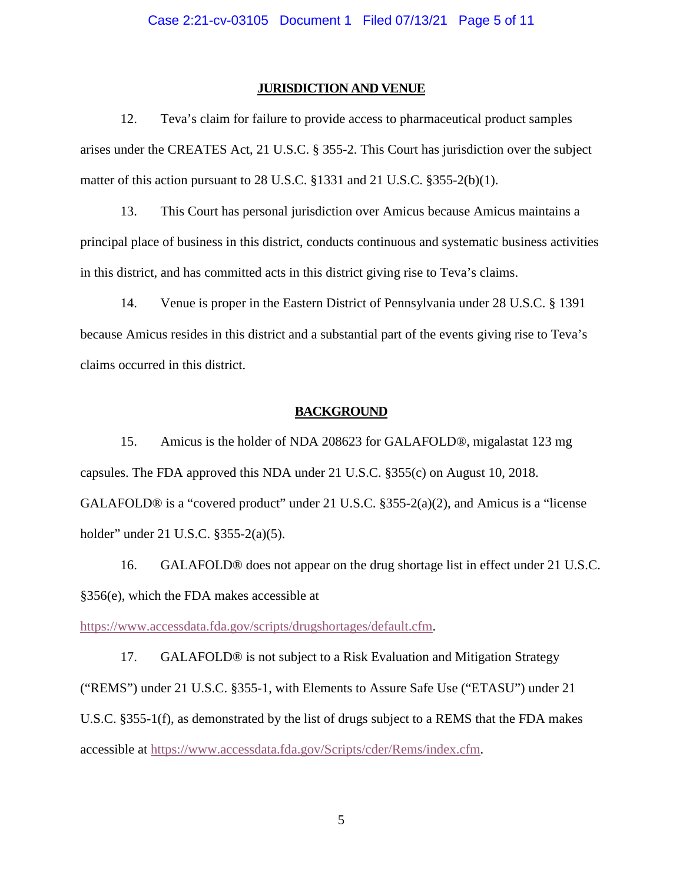## JURISDICTION AND VENUE

12. Teva's claim for failure to provide access to pharmaceutical product samples arises under the CREATES Act, 21 U.S.C. § 355-2. This Court has jurisdiction over the subject matter of this action pursuant to 28 U.S.C. §1331 and 21 U.S.C. §355-2(b)(1).

13. This Court has personal jurisdiction over Amicus because Amicus maintains a principal place of business in this district, conducts continuous and systematic business activities in this district, and has committed acts in this district giving rise to Teva's claims.

14. Venue is proper in the Eastern District of Pennsylvania under 28 U.S.C. § 1391 because Amicus resides in this district and a substantial part of the events giving rise to Teva's claims occurred in this district.

## BACKGROUND

15. Amicus is the holder of NDA 208623 for GALAFOLD®, migalastat 123 mg capsules. The FDA approved this NDA under 21 U.S.C. §355(c) on August 10, 2018. GALAFOLD® is a "covered product" under 21 U.S.C. §355-2(a)(2), and Amicus is a "license holder" under 21 U.S.C. §355-2(a)(5).

16. GALAFOLD® does not appear on the drug shortage list in effect under 21 U.S.C. §356(e), which the FDA makes accessible at https://www.accessdata.fda.gov/scripts/drugshortages/default.cfm.

17. GALAFOLD® is not subject to a Risk Evaluation and Mitigation Strategy ("REMS") under 21 U.S.C. §355-1, with Elements to Assure Safe Use ("ETASU") under 21 U.S.C. §355-1(f), as demonstrated by the list of drugs subject to a REMS that the FDA makes accessible at https://www.accessdata.fda.gov/Scripts/cder/Rems/index.cfm.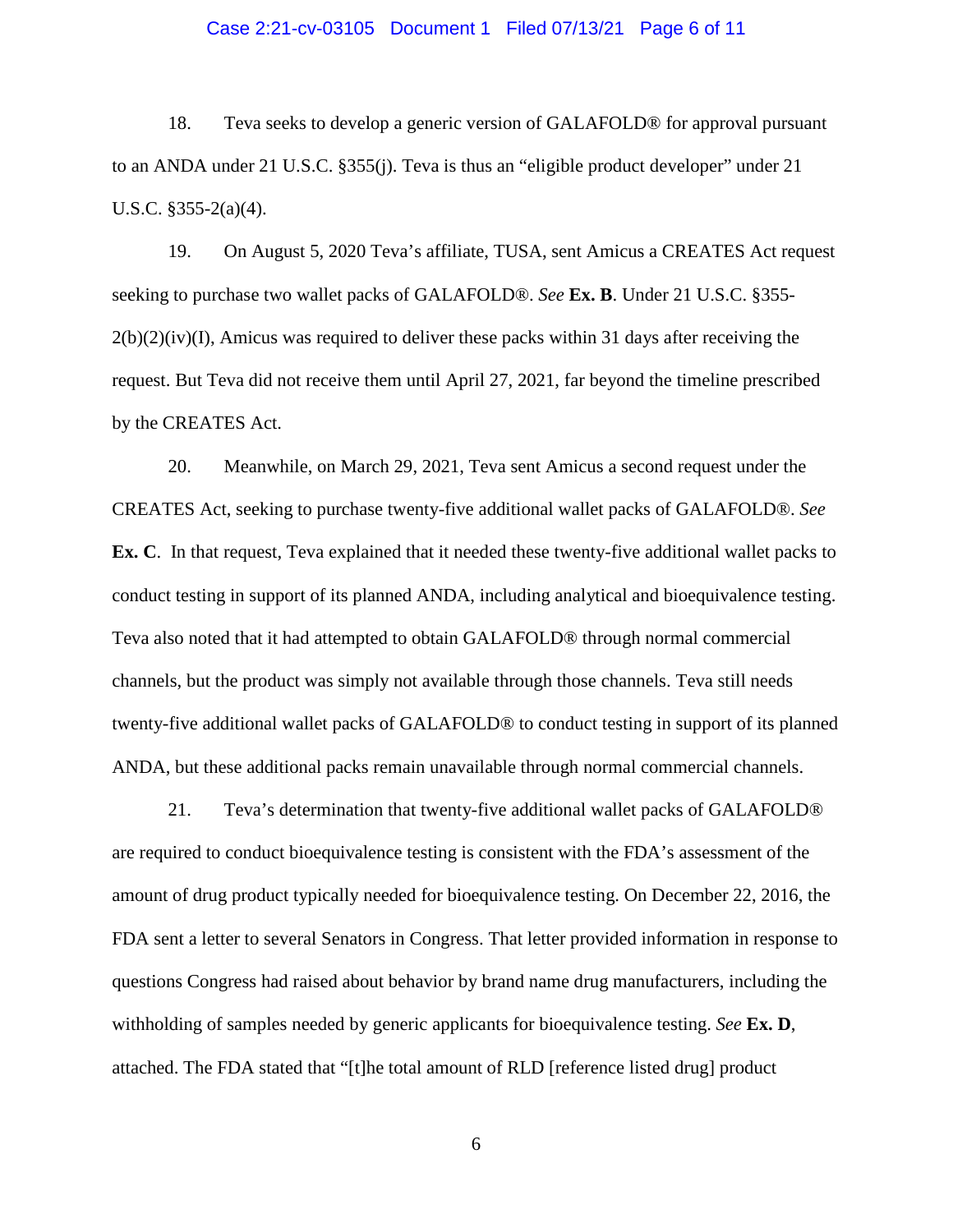18. Teva seeks to develop a generic version of GALAFOLD® for approval pursuant to an ANDA under 21 U.S.C. §355(j). Teva is thus an "eligible product developer" under 21 U.S.C. §355-2(a)(4).

19. On August 5, 2020 Teva's affiliate, TUSA, sent Amicus a CREATES Act request seeking to purchase two wallet packs of GALAFOLD®. *See* **Ex. B**. Under 21 U.S.C. §355-2(b)(2)(iv)(I), Amicus was required to deliver these packs within 31 days after receiving the request. But Teva did not receive them until April 27, 2021, far beyond the timeline prescribed by the CREATES Act.

20. Meanwhile, on March 29, 2021, Teva sent Amicus a second request under the CREATES Act, seeking to purchase twenty-five additional wallet packs of GALAFOLD®. *See* **Ex. C**. In that request, Teva explained that it needed these twenty-five additional wallet packs to conduct testing in support of its planned ANDA, including analytical and bioequivalence testing. Teva also noted that it had attempted to obtain GALAFOLD® through normal commercial channels, but the product was simply not available through those channels. Teva still needs twenty-five additional wallet packs of GALAFOLD® to conduct testing in support of its planned ANDA, but these additional packs remain unavailable through normal commercial channels.

21. Teva's determination that twenty-five additional wallet packs of GALAFOLD® are required to conduct bioequivalence testing is consistent with the FDA's assessment of the amount of drug product typically needed for bioequivalence testing. On December 22, 2016, the FDA sent a letter to several Senators in Congress. That letter provided information in response to questions Congress had raised about behavior by brand name drug manufacturers, including the withholding of samples needed by generic applicants for bioequivalence testing. *See* **Ex. D**, attached. The FDA stated that "[t]he total amount of RLD [reference listed drug] product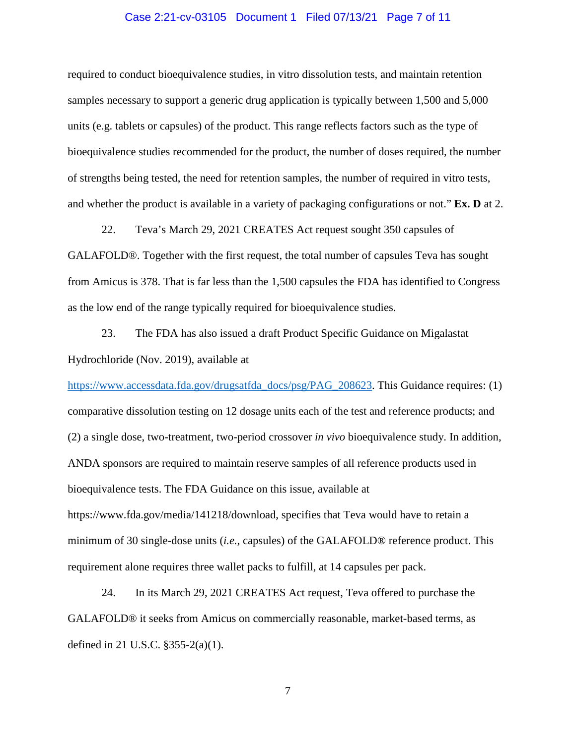required to conduct bioequivalence studies, in vitro dissolution tests, and maintain retention samples necessary to support a generic drug application is typically between 1,500 and 5,000 units (e.g. tablets or capsules) of the product. This range reflects factors such as the type of bioequivalence studies recommended for the product, the number of doses required, the number of strengths being tested, the need for retention samples, the number of required in vitro tests, and whether the product is available in a variety of packaging configurations or not." **Ex. D** at 2.

22. Teva's March 29, 2021 CREATES Act request sought 350 capsules of GALAFOLD®. Together with the first request, the total number of capsules Teva has sought from Amicus is 378. That is far less than the 1,500 capsules the FDA has identified to Congress as the low end of the range typically required for bioequivalence studies.

23. The FDA has also issued a draft Product Specific Guidance on Migalastat Hydrochloride (Nov. 2019), available at [https://www.accessdata.fda.gov/drugsatfda_docs/psg/PAG_208623](https://www.accessdata.fda.gov/drugsatfda_docs/psg/PAG_208623). This Guidance requires: (1) comparative dissolution testing on 12 dosage units each of the test and reference products; and (2) a single dose, two-treatment, two-period crossover *in vivo* bioequivalence study. In addition, ANDA sponsors are required to maintain reserve samples of all reference products used in bioequivalence tests. The FDA Guidance on this issue, available at https://www.fda.gov/media/141218/download, specifies that Teva would have to retain a minimum of 30 single-dose units (*i.e.*, capsules) of the GALAFOLD® reference product. This requirement alone requires three wallet packs to fulfill, at 14 capsules per pack.

24. In its March 29, 2021 CREATES Act request, Teva offered to purchase the GALAFOLD® it seeks from Amicus on commercially reasonable, market-based terms, as defined in 21 U.S.C. §355-2(a)(1).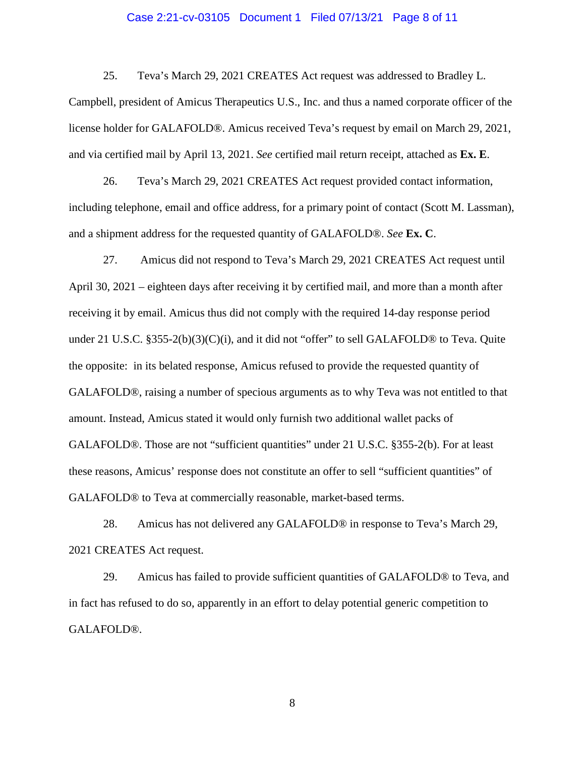25. Teva's March 29, 2021 CREATES Act request was addressed to Bradley L. Campbell, president of Amicus Therapeutics U.S., Inc. and thus a named corporate officer of the license holder for GALAFOLD®. Amicus received Teva's request by email on March 29, 2021, and via certified mail by April 13, 2021. *See* certified mail return receipt, attached as **Ex. E**.

26. Teva's March 29, 2021 CREATES Act request provided contact information, including telephone, email and office address, for a primary point of contact (Scott M. Lassman), and a shipment address for the requested quantity of GALAFOLD®. *See* **Ex. C**.

27. Amicus did not respond to Teva's March 29, 2021 CREATES Act request until April 30, 2021 – eighteen days after receiving it by certified mail, and more than a month after receiving it by email. Amicus thus did not comply with the required 14-day response period under 21 U.S.C. §355-2(b)(3)(C)(i), and it did not "offer" to sell GALAFOLD® to Teva. Quite the opposite: in its belated response, Amicus refused to provide the requested quantity of GALAFOLD®, raising a number of specious arguments as to why Teva was not entitled to that amount. Instead, Amicus stated it would only furnish two additional wallet packs of GALAFOLD®. Those are not "sufficient quantities" under 21 U.S.C. §355-2(b). For at least these reasons, Amicus' response does not constitute an offer to sell "sufficient quantities" of GALAFOLD® to Teva at commercially reasonable, market-based terms.

28. Amicus has not delivered any GALAFOLD® in response to Teva's March 29, 2021 CREATES Act request.

29. Amicus has failed to provide sufficient quantities of GALAFOLD® to Teva, and in fact has refused to do so, apparently in an effort to delay potential generic competition to GALAFOLD®.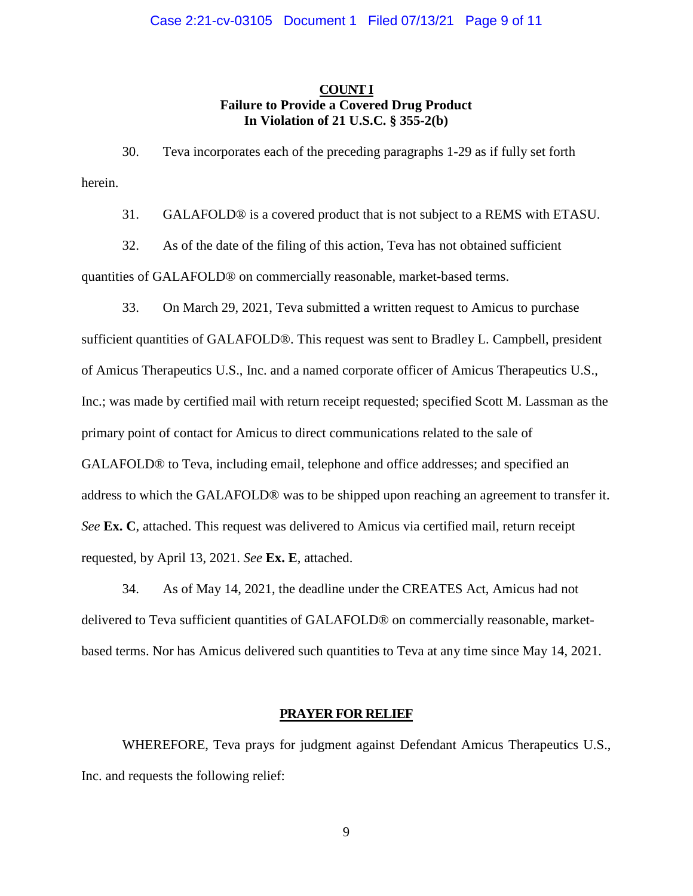## **COUNT I**
### **Failure to Provide a Covered Drug Product In Violation of 21 U.S.C. § 355-2(b)**

30. Teva incorporates each of the preceding paragraphs 1-29 as if fully set forth herein.

31. GALAFOLD® is a covered product that is not subject to a REMS with ETASU.

32. As of the date of the filing of this action, Teva has not obtained sufficient quantities of GALAFOLD® on commercially reasonable, market-based terms.

33. On March 29, 2021, Teva submitted a written request to Amicus to purchase sufficient quantities of GALAFOLD®. This request was sent to Bradley L. Campbell, president of Amicus Therapeutics U.S., Inc. and a named corporate officer of Amicus Therapeutics U.S., Inc.; was made by certified mail with return receipt requested; specified Scott M. Lassman as the primary point of contact for Amicus to direct communications related to the sale of GALAFOLD® to Teva, including email, telephone and office addresses; and specified an address to which the GALAFOLD® was to be shipped upon reaching an agreement to transfer it. *See* **Ex. C**, attached. This request was delivered to Amicus via certified mail, return receipt requested, by April 13, 2021. *See* **Ex. E**, attached.

34. As of May 14, 2021, the deadline under the CREATES Act, Amicus had not delivered to Teva sufficient quantities of GALAFOLD® on commercially reasonable, market-based terms. Nor has Amicus delivered such quantities to Teva at any time since May 14, 2021.

## **PRAYER FOR RELIEF**

WHEREFORE, Teva prays for judgment against Defendant Amicus Therapeutics U.S., Inc. and requests the following relief: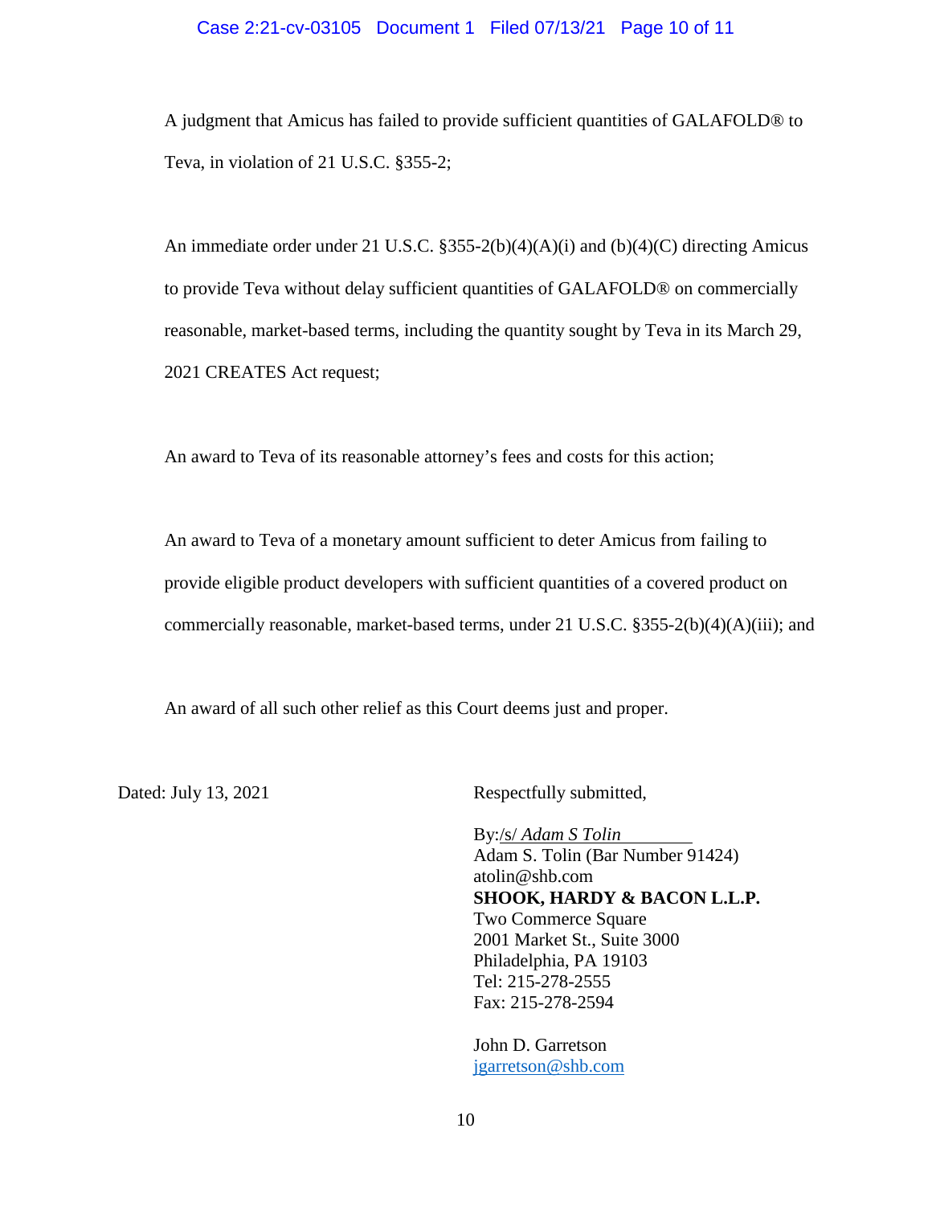A judgment that Amicus has failed to provide sufficient quantities of GALAFOLD® to Teva, in violation of 21 U.S.C. §355-2;

An immediate order under 21 U.S.C. §355-2(b)(4)(A)(i) and (b)(4)(C) directing Amicus to provide Teva without delay sufficient quantities of GALAFOLD® on commercially reasonable, market-based terms, including the quantity sought by Teva in its March 29, 2021 CREATES Act request;

An award to Teva of its reasonable attorney's fees and costs for this action;

An award to Teva of a monetary amount sufficient to deter Amicus from failing to provide eligible product developers with sufficient quantities of a covered product on commercially reasonable, market-based terms, under 21 U.S.C. §355-2(b)(4)(A)(iii); and

An award of all such other relief as this Court deems just and proper.

Dated: July 13, 2021

Respectfully submitted,

By:/s/ *Adam S Tolin*
Adam S. Tolin (Bar Number 91424)
atolin@shb.com
**SHOOK, HARDY & BACON L.L.P.**
Two Commerce Square
2001 Market St., Suite 3000
Philadelphia, PA 19103
Tel: 215-278-2555
Fax: 215-278-2594

John D. Garretson
jgarretson@shb.com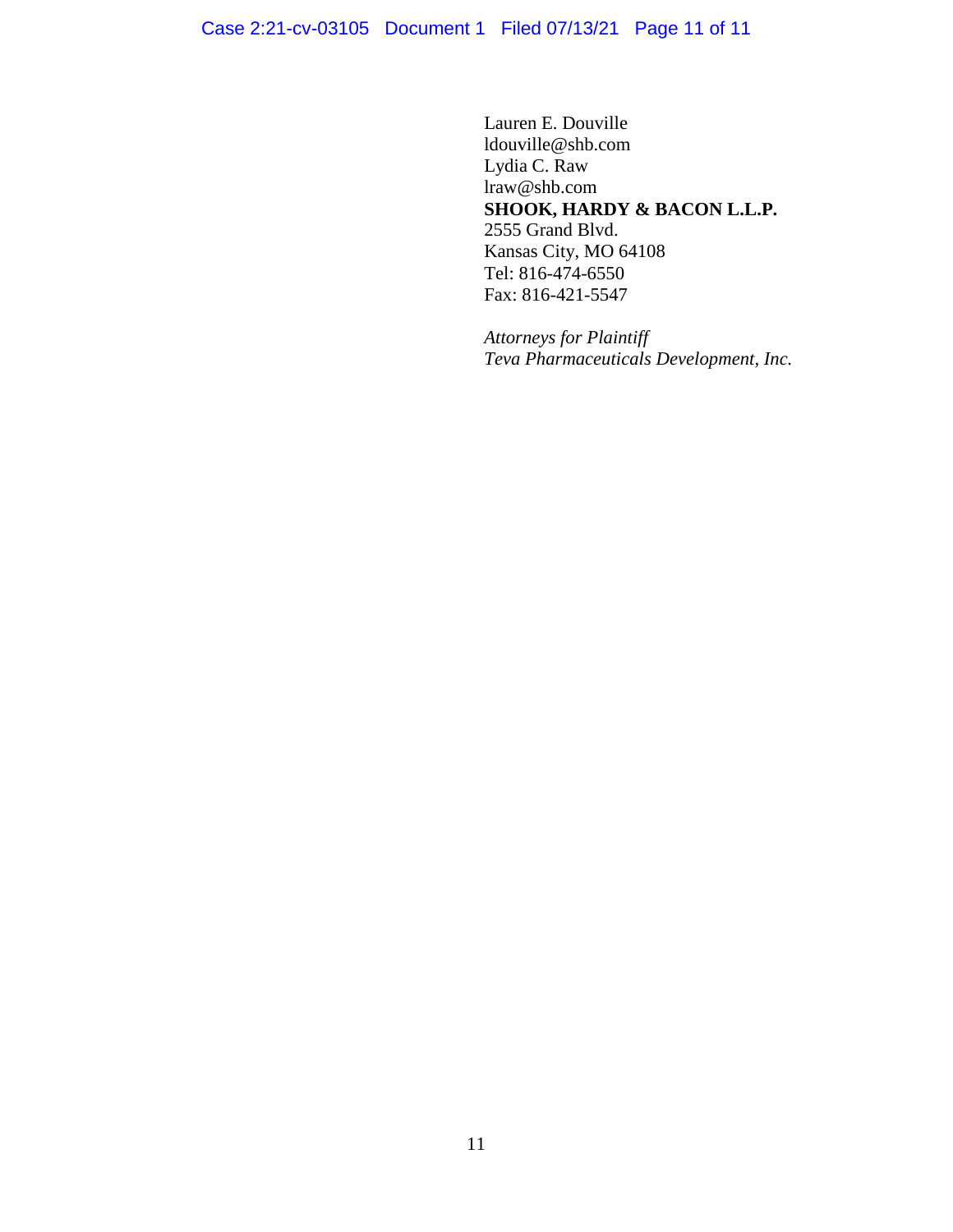Lauren E. Douville
ldouville@shb.com
Lydia C. Raw
lraw@shb.com
**SHOOK, HARDY & BACON L.L.P.**
2555 Grand Blvd.
Kansas City, MO 64108
Tel: 816-474-6550
Fax: 816-421-5547

*Attorneys for Plaintiff*
*Teva Pharmaceuticals Development, Inc.*